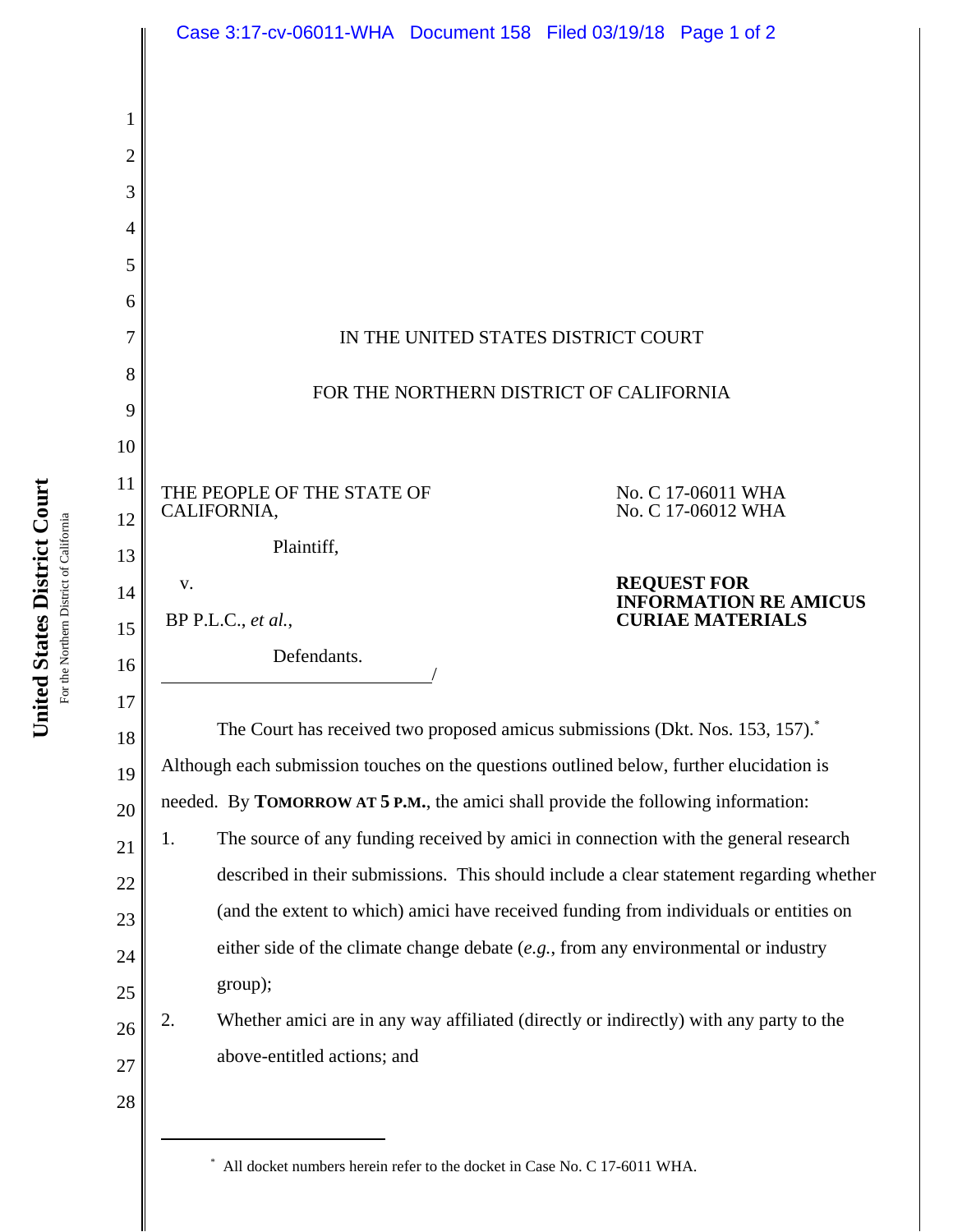IN THE UNITED STATES DISTRICT COURT

FOR THE NORTHERN DISTRICT OF CALIFORNIA

THE PEOPLE OF THE STATE OF CALIFORNIA,

Plaintiff,

v.

BP P.L.C., *et al.*,

Defendants.

/

No. C 17-06011 WHA
No. C 17-06012 WHA

**REQUEST FOR INFORMATION RE AMICUS CURIAE MATERIALS**

The Court has received two proposed amicus submissions (Dkt. Nos. 153, 157).[*] Although each submission touches on the questions outlined below, further elucidation is needed. By **TOMORROW AT 5 P.M.**, the amici shall provide the following information:

1. The source of any funding received by amici in connection with the general research described in their submissions. This should include a clear statement regarding whether (and the extent to which) amici have received funding from individuals or entities on either side of the climate change debate (*e.g.*, from any environmental or industry group);

2. Whether amici are in any way affiliated (directly or indirectly) with any party to the above-entitled actions; and

[*] All docket numbers herein refer to the docket in Case No. C 17-6011 WHA.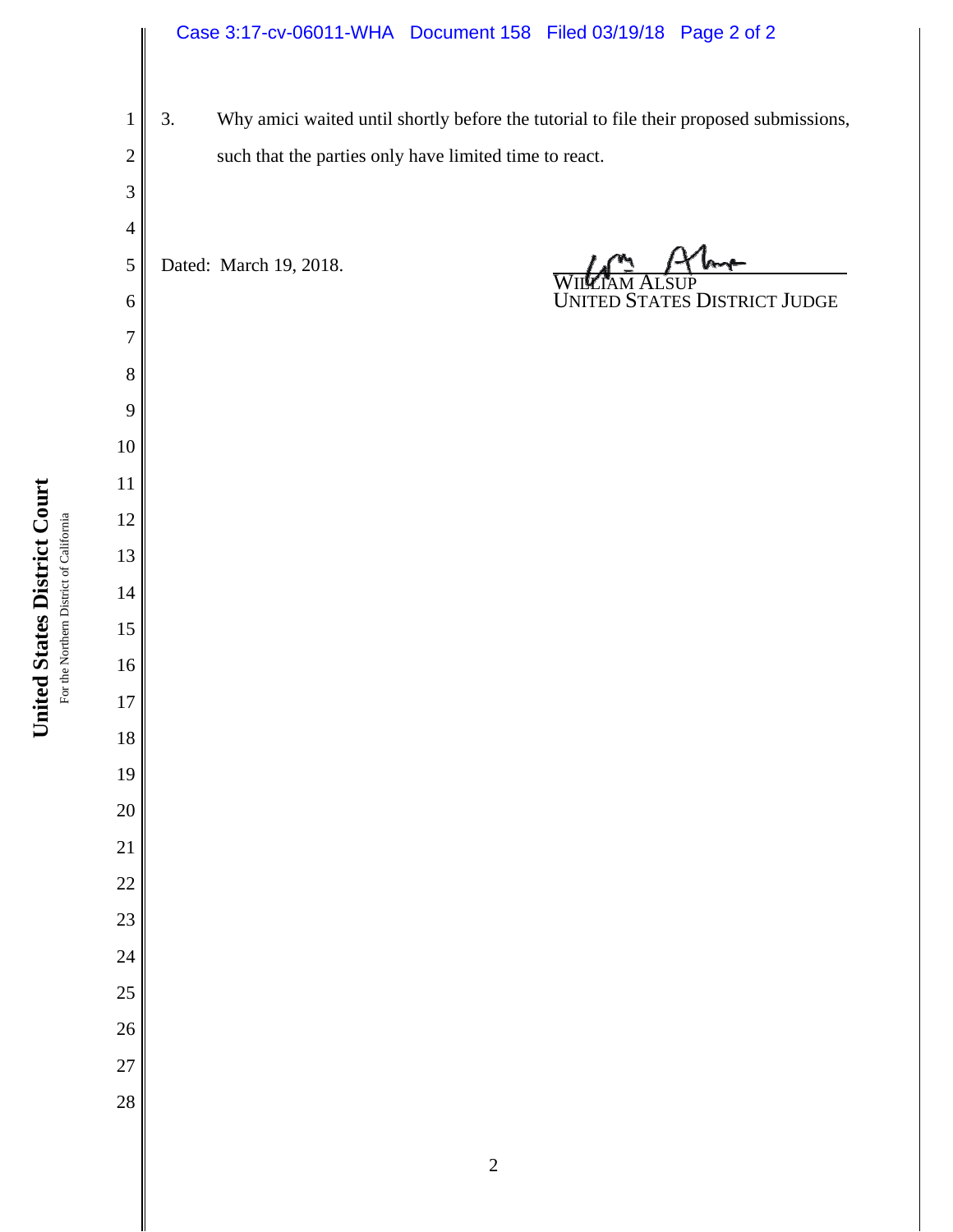3. Why amici waited until shortly before the tutorial to file their proposed submissions, such that the parties only have limited time to react.

Dated: March 19, 2018.

WILLIAM ALSUP
UNITED STATES DISTRICT JUDGE